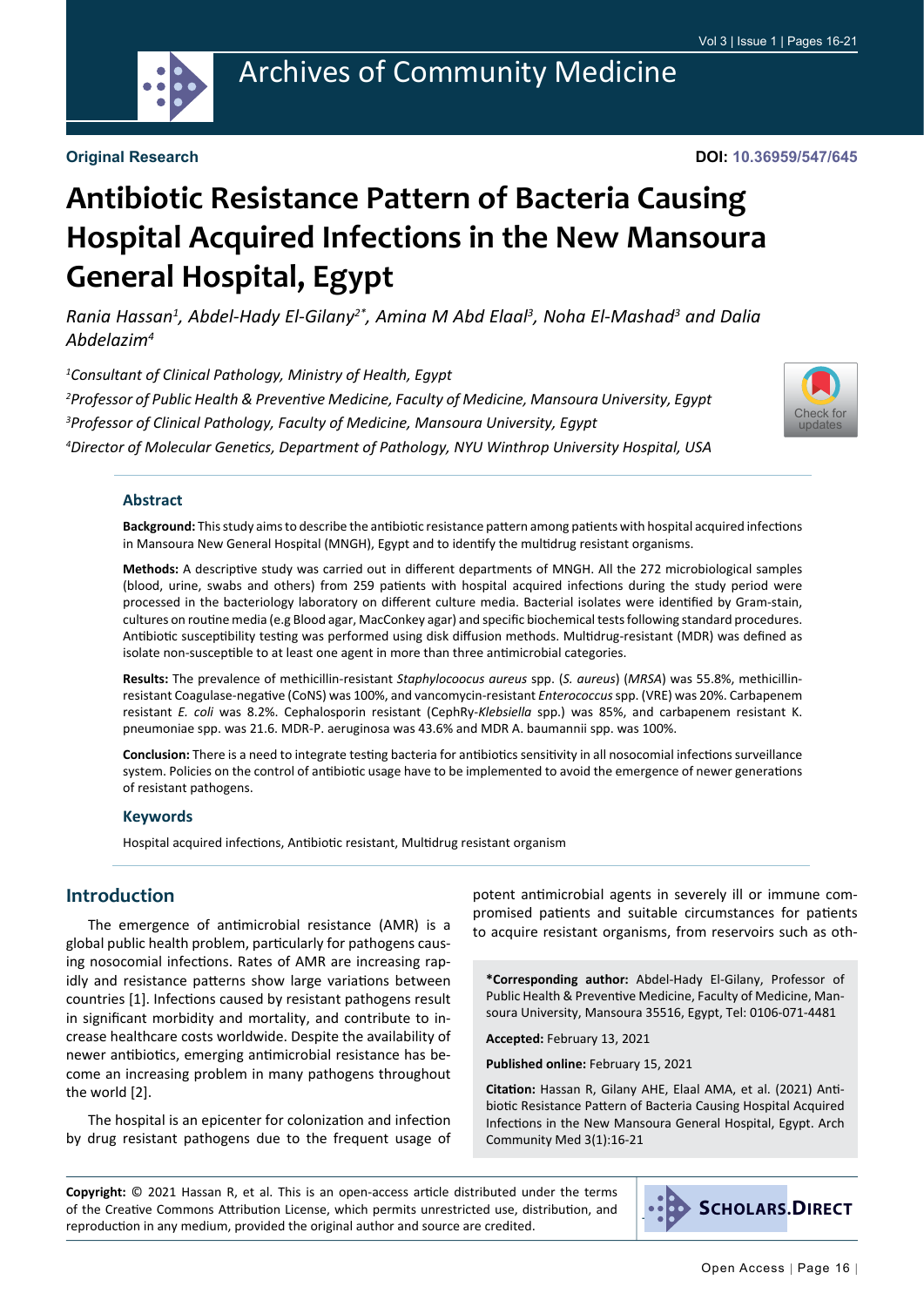**Original Research**

**DOI: 10.36959/547/645**

# Antibiotic Resistance Pattern of Bacteria Causing Hospital Acquired Infections in the New Mansoura General Hospital, Egypt

*Rania Hassan[1], Abdel-Hady El-Gilany[2*], Amina M Abd Elaal[3], Noha El-Mashad[3] and Dalia Abdelazim[4]*

*[1]Consultant of Clinical Pathology, Ministry of Health, Egypt*

*[2]Professor of Public Health & Preventive Medicine, Faculty of Medicine, Mansoura University, Egypt*

*[3]Professor of Clinical Pathology, Faculty of Medicine, Mansoura University, Egypt*

*[4]Director of Molecular Genetics, Department of Pathology, NYU Winthrop University Hospital, USA*

## Abstract

**Background:** This study aims to describe the antibiotic resistance pattern among patients with hospital acquired infections in Mansoura New General Hospital (MNGH), Egypt and to identify the multidrug resistant organisms.

**Methods:** A descriptive study was carried out in different departments of MNGH. All the 272 microbiological samples (blood, urine, swabs and others) from 259 patients with hospital acquired infections during the study period were processed in the bacteriology laboratory on different culture media. Bacterial isolates were identified by Gram-stain, cultures on routine media (e.g Blood agar, MacConkey agar) and specific biochemical tests following standard procedures. Antibiotic susceptibility testing was performed using disk diffusion methods. Multidrug-resistant (MDR) was defined as isolate non-susceptible to at least one agent in more than three antimicrobial categories.

**Results:** The prevalence of methicillin-resistant *Staphylocoocus aureus* spp. (*S. aureus*) (*MRSA*) was 55.8%, methicillin-resistant Coagulase-negative (CoNS) was 100%, and vancomycin-resistant *Enterococcus* spp. (VRE) was 20%. Carbapenem resistant *E. coli* was 8.2%. Cephalosporin resistant (CephRy-*Klebsiella* spp.) was 85%, and carbapenem resistant K. pneumoniae spp. was 21.6. MDR-P. aeruginosa was 43.6% and MDR A. baumannii spp. was 100%.

**Conclusion:** There is a need to integrate testing bacteria for antibiotics sensitivity in all nosocomial infections surveillance system. Policies on the control of antibiotic usage have to be implemented to avoid the emergence of newer generations of resistant pathogens.

### Keywords

Hospital acquired infections, Antibiotic resistant, Multidrug resistant organism

## Introduction

The emergence of antimicrobial resistance (AMR) is a global public health problem, particularly for pathogens causing nosocomial infections. Rates of AMR are increasing rapidly and resistance patterns show large variations between countries [1]. Infections caused by resistant pathogens result in significant morbidity and mortality, and contribute to increase healthcare costs worldwide. Despite the availability of newer antibiotics, emerging antimicrobial resistance has become an increasing problem in many pathogens throughout the world [2].

The hospital is an epicenter for colonization and infection by drug resistant pathogens due to the frequent usage of potent antimicrobial agents in severely ill or immune compromised patients and suitable circumstances for patients to acquire resistant organisms, from reservoirs such as oth-

**\*Corresponding author:** Abdel-Hady El-Gilany, Professor of Public Health & Preventive Medicine, Faculty of Medicine, Mansoura University, Mansoura 35516, Egypt, Tel: 0106-071-4481

**Accepted:** February 13, 2021

**Published online:** February 15, 2021

**Citation:** Hassan R, Gilany AHE, Elaal AMA, et al. (2021) Antibiotic Resistance Pattern of Bacteria Causing Hospital Acquired Infections in the New Mansoura General Hospital, Egypt. Arch Community Med 3(1):16-21

**Copyright:** © 2021 Hassan R, et al. This is an open-access article distributed under the terms of the Creative Commons Attribution License, which permits unrestricted use, distribution, and reproduction in any medium, provided the original author and source are credited.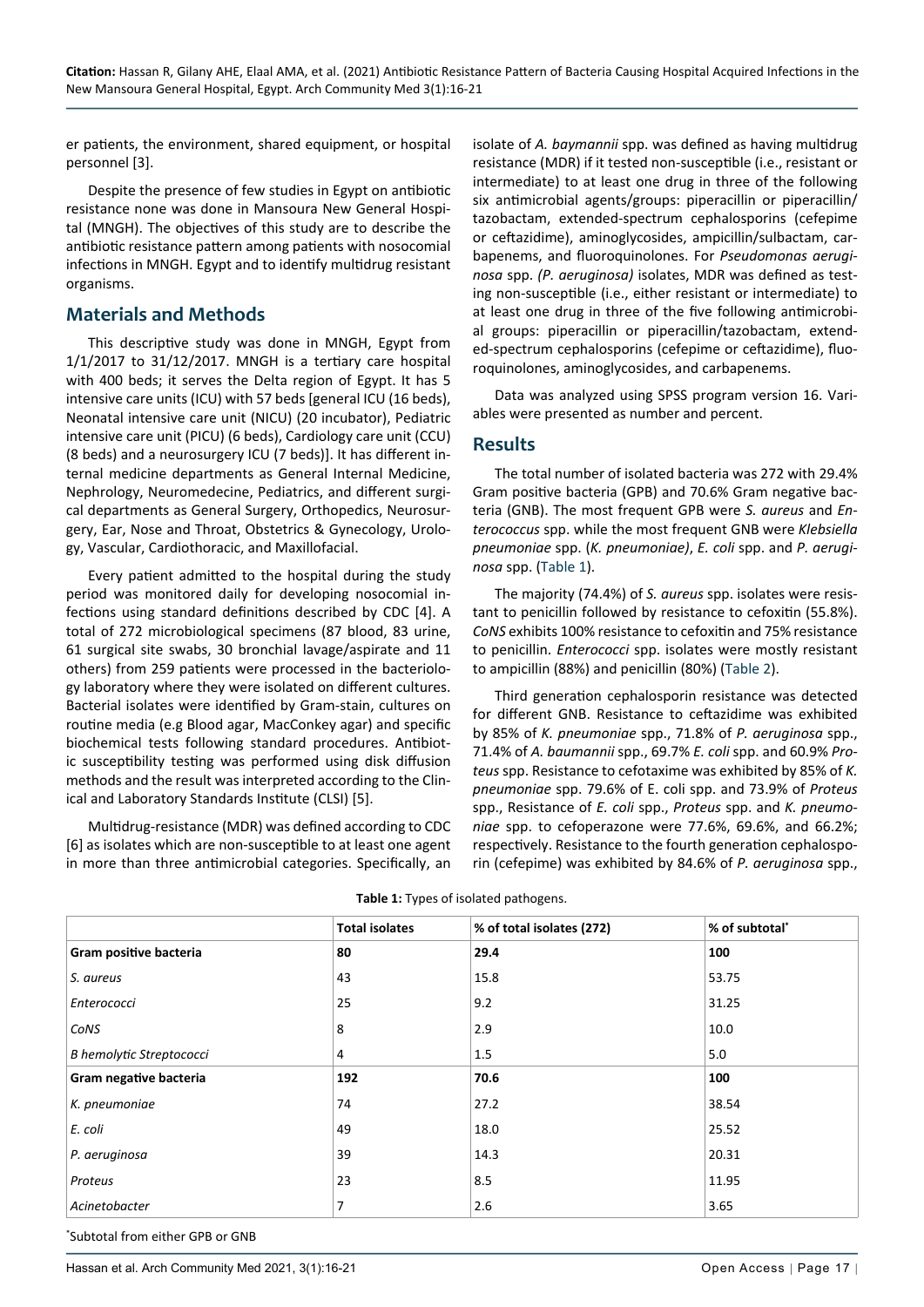er patients, the environment, shared equipment, or hospital personnel [3].

Despite the presence of few studies in Egypt on antibiotic resistance none was done in Mansoura New General Hospital (MNGH). The objectives of this study are to describe the antibiotic resistance pattern among patients with nosocomial infections in MNGH. Egypt and to identify multidrug resistant organisms.

## Materials and Methods

This descriptive study was done in MNGH, Egypt from 1/1/2017 to 31/12/2017. MNGH is a tertiary care hospital with 400 beds; it serves the Delta region of Egypt. It has 5 intensive care units (ICU) with 57 beds [general ICU (16 beds), Neonatal intensive care unit (NICU) (20 incubator), Pediatric intensive care unit (PICU) (6 beds), Cardiology care unit (CCU) (8 beds) and a neurosurgery ICU (7 beds)]. It has different internal medicine departments as General Internal Medicine, Nephrology, Neuromedecine, Pediatrics, and different surgical departments as General Surgery, Orthopedics, Neurosurgery, Ear, Nose and Throat, Obstetrics & Gynecology, Urology, Vascular, Cardiothoracic, and Maxillofacial.

Every patient admitted to the hospital during the study period was monitored daily for developing nosocomial infections using standard definitions described by CDC [4]. A total of 272 microbiological specimens (87 blood, 83 urine, 61 surgical site swabs, 30 bronchial lavage/aspirate and 11 others) from 259 patients were processed in the bacteriology laboratory where they were isolated on different cultures. Bacterial isolates were identified by Gram-stain, cultures on routine media (e.g Blood agar, MacConkey agar) and specific biochemical tests following standard procedures. Antibiotic susceptibility testing was performed using disk diffusion methods and the result was interpreted according to the Clinical and Laboratory Standards Institute (CLSI) [5].

Multidrug-resistance (MDR) was defined according to CDC [6] as isolates which are non-susceptible to at least one agent in more than three antimicrobial categories. Specifically, an isolate of *A. baymannii* spp. was defined as having multidrug resistance (MDR) if it tested non-susceptible (i.e., resistant or intermediate) to at least one drug in three of the following six antimicrobial agents/groups: piperacillin or piperacillin/tazobactam, extended-spectrum cephalosporins (cefepime or ceftazidime), aminoglycosides, ampicillin/sulbactam, carbapenems, and fluoroquinolones. For *Pseudomonas aeruginosa* spp. *(P. aeruginosa)* isolates, MDR was defined as testing non-susceptible (i.e., either resistant or intermediate) to at least one drug in three of the five following antimicrobial groups: piperacillin or piperacillin/tazobactam, extended-spectrum cephalosporins (cefepime or ceftazidime), fluoroquinolones, aminoglycosides, and carbapenems.

Data was analyzed using SPSS program version 16. Variables were presented as number and percent.

## Results

The total number of isolated bacteria was 272 with 29.4% Gram positive bacteria (GPB) and 70.6% Gram negative bacteria (GNB). The most frequent GPB were *S. aureus* and *Enterococcus* spp. while the most frequent GNB were *Klebsiella pneumoniae* spp. (*K. pneumoniae)*, *E. coli* spp. and *P. aeruginosa* spp. (Table 1).

The majority (74.4%) of *S. aureus* spp. isolates were resistant to penicillin followed by resistance to cefoxitin (55.8%). *CoNS* exhibits 100% resistance to cefoxitin and 75% resistance to penicillin. *Enterococci* spp. isolates were mostly resistant to ampicillin (88%) and penicillin (80%) (Table 2).

Third generation cephalosporin resistance was detected for different GNB. Resistance to ceftazidime was exhibited by 85% of *K. pneumoniae* spp., 71.8% of *P. aeruginosa* spp., 71.4% of *A. baumannii* spp., 69.7% *E. coli* spp. and 60.9% *Proteus* spp. Resistance to cefotaxime was exhibited by 85% of *K. pneumoniae* spp. 79.6% of E. coli spp. and 73.9% of *Proteus* spp., Resistance of *E. coli* spp., *Proteus* spp. and *K. pneumoniae* spp. to cefoperazone were 77.6%, 69.6%, and 66.2%; respectively. Resistance to the fourth generation cephalosporin (cefepime) was exhibited by 84.6% of *P. aeruginosa* spp.,

**Table 1:** Types of isolated pathogens.

| | Total isolates | % of total isolates (272) | % of subtotal* |
|---|---|---|---|
| **Gram positive bacteria** | **80** | **29.4** | **100** |
| *S. aureus* | 43 | 15.8 | 53.75 |
| *Enterococci* | 25 | 9.2 | 31.25 |
| *CoNS* | 8 | 2.9 | 10.0 |
| *B hemolytic Streptococci* | 4 | 1.5 | 5.0 |
| **Gram negative bacteria** | **192** | **70.6** | **100** |
| *K. pneumoniae* | 74 | 27.2 | 38.54 |
| *E. coli* | 49 | 18.0 | 25.52 |
| *P. aeruginosa* | 39 | 14.3 | 20.31 |
| *Proteus* | 23 | 8.5 | 11.95 |
| *Acinetobacter* | 7 | 2.6 | 3.65 |

*Subtotal from either GPB or GNB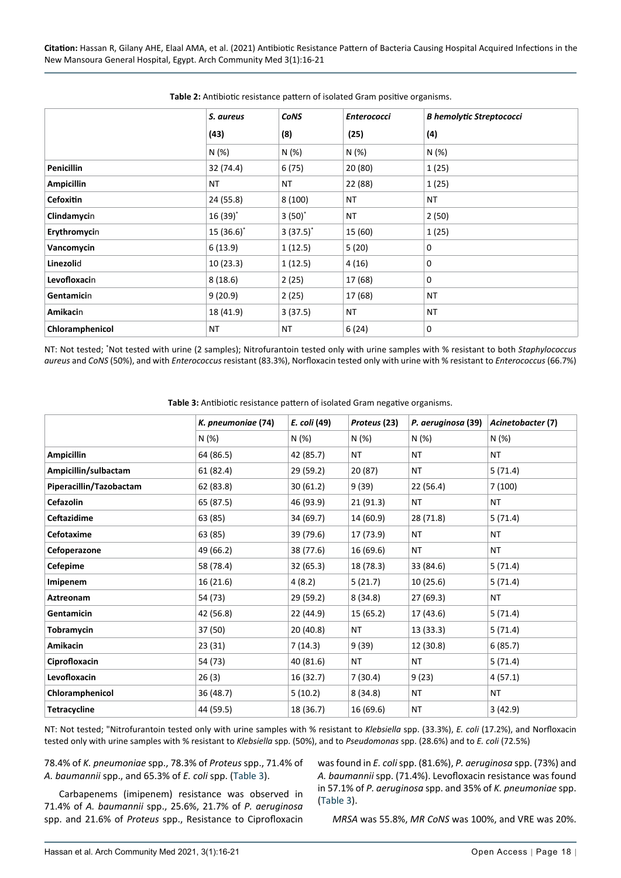**Table 2:** Antibiotic resistance pattern of isolated Gram positive organisms.

| | *S. aureus* (43) | *CoNS* (8) | *Enterococci* (25) | *B hemolytic Streptococci* (4) |
|---|---|---|---|---|
| | N (%) | N (%) | N (%) | N (%) |
| **Penicillin** | 32 (74.4) | 6 (75) | 20 (80) | 1 (25) |
| **Ampicillin** | NT | NT | 22 (88) | 1 (25) |
| **Cefoxitin** | 24 (55.8) | 8 (100) | NT | NT |
| **Clindamycin** | 16 (39)* | 3 (50)* | NT | 2 (50) |
| **Erythromycin** | 15 (36.6)* | 3 (37.5)* | 15 (60) | 1 (25) |
| **Vancomycin** | 6 (13.9) | 1 (12.5) | 5 (20) | 0 |
| **Linezolid** | 10 (23.3) | 1 (12.5) | 4 (16) | 0 |
| **Levofloxacin** | 8 (18.6) | 2 (25) | 17 (68) | 0 |
| **Gentamicin** | 9 (20.9) | 2 (25) | 17 (68) | NT |
| **Amikacin** | 18 (41.9) | 3 (37.5) | NT | NT |
| **Chloramphenicol** | NT | NT | 6 (24) | 0 |

NT: Not tested; *Not tested with urine (2 samples); Nitrofurantoin tested only with urine samples with % resistant to both *Staphylococcus aureus* and *CoNS* (50%), and with *Enterococcus* resistant (83.3%), Norfloxacin tested only with urine with % resistant to *Enterococcus* (66.7%)

**Table 3:** Antibiotic resistance pattern of isolated Gram negative organisms.

| | *K. pneumoniae* (74) | *E. coli* (49) | *Proteus* (23) | *P. aeruginosa* (39) | *Acinetobacter* (7) |
|---|---|---|---|---|---|
| | N (%) | N (%) | N (%) | N (%) | N (%) |
| **Ampicillin** | 64 (86.5) | 42 (85.7) | NT | NT | NT |
| **Ampicillin/sulbactam** | 61 (82.4) | 29 (59.2) | 20 (87) | NT | 5 (71.4) |
| **Piperacillin/Tazobactam** | 62 (83.8) | 30 (61.2) | 9 (39) | 22 (56.4) | 7 (100) |
| **Cefazolin** | 65 (87.5) | 46 (93.9) | 21 (91.3) | NT | NT |
| **Ceftazidime** | 63 (85) | 34 (69.7) | 14 (60.9) | 28 (71.8) | 5 (71.4) |
| **Cefotaxime** | 63 (85) | 39 (79.6) | 17 (73.9) | NT | NT |
| **Cefoperazone** | 49 (66.2) | 38 (77.6) | 16 (69.6) | NT | NT |
| **Cefepime** | 58 (78.4) | 32 (65.3) | 18 (78.3) | 33 (84.6) | 5 (71.4) |
| **Imipenem** | 16 (21.6) | 4 (8.2) | 5 (21.7) | 10 (25.6) | 5 (71.4) |
| **Aztreonam** | 54 (73) | 29 (59.2) | 8 (34.8) | 27 (69.3) | NT |
| **Gentamicin** | 42 (56.8) | 22 (44.9) | 15 (65.2) | 17 (43.6) | 5 (71.4) |
| **Tobramycin** | 37 (50) | 20 (40.8) | NT | 13 (33.3) | 5 (71.4) |
| **Amikacin** | 23 (31) | 7 (14.3) | 9 (39) | 12 (30.8) | 6 (85.7) |
| **Ciprofloxacin** | 54 (73) | 40 (81.6) | NT | NT | 5 (71.4) |
| **Levofloxacin** | 26 (3) | 16 (32.7) | 7 (30.4) | 9 (23) | 4 (57.1) |
| **Chloramphenicol** | 36 (48.7) | 5 (10.2) | 8 (34.8) | NT | NT |
| **Tetracycline** | 44 (59.5) | 18 (36.7) | 16 (69.6) | NT | 3 (42.9) |

NT: Not tested; "Nitrofurantoin tested only with urine samples with % resistant to *Klebsiella* spp. (33.3%), *E. coli* (17.2%), and Norfloxacin tested only with urine samples with % resistant to *Klebsiella* spp. (50%), and to *Pseudomonas* spp. (28.6%) and to *E. coli* (72.5%)

78.4% of *K. pneumoniae* spp., 78.3% of *Proteus* spp., 71.4% of *A. baumannii* spp., and 65.3% of *E. coli* spp. (Table 3).

Carbapenems (imipenem) resistance was observed in 71.4% of *A. baumannii* spp., 25.6%, 21.7% of *P. aeruginosa* spp. and 21.6% of *Proteus* spp., Resistance to Ciprofloxacin was found in *E. coli* spp. (81.6%), *P. aeruginosa* spp. (73%) and *A. baumannii* spp. (71.4%). Levofloxacin resistance was found in 57.1% of *P. aeruginosa* spp. and 35% of *K. pneumoniae* spp. (Table 3).

*MRSA* was 55.8%, *MR CoNS* was 100%, and VRE was 20%.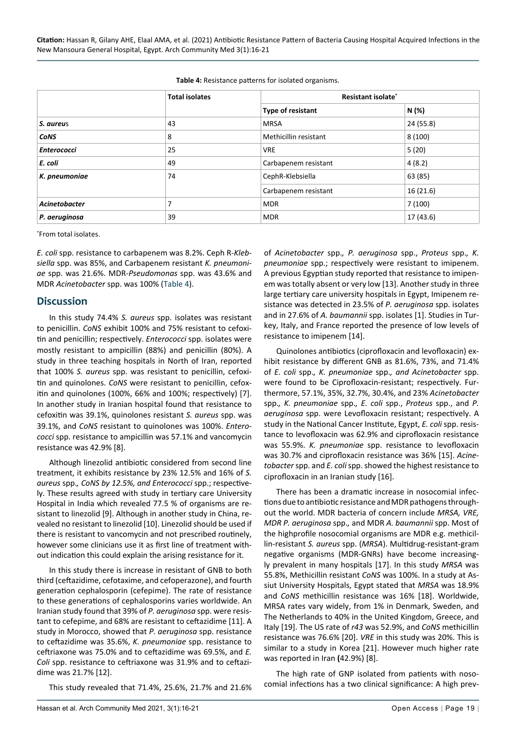**Table 4:** Resistance patterns for isolated organisms.

| | Total isolates | Resistant isolate* | |
|---|---|---|---|
| | | **Type of resistant** | **N (%)** |
| ***S. aureus*** | 43 | MRSA | 24 (55.8) |
| ***CoNS*** | 8 | Methicillin resistant | 8 (100) |
| ***Enterococci*** | 25 | VRE | 5 (20) |
| ***E. coli*** | 49 | Carbapenem resistant | 4 (8.2) |
| ***K. pneumoniae*** | 74 | CephR-Klebsiella | 63 (85) |
| | | Carbapenem resistant | 16 (21.6) |
| ***Acinetobacter*** | 7 | MDR | 7 (100) |
| ***P. aeruginosa*** | 39 | MDR | 17 (43.6) |

*From total isolates.

*E. coli* spp. resistance to carbapenem was 8.2%. Ceph R-*Klebsiella* spp. was 85%, and Carbapenem resistant *K. pneumoniae* spp. was 21.6%. MDR-*Pseudomonas* spp. was 43.6% and MDR *Acinetobacter* spp. was 100% (Table 4).

## Discussion

In this study 74.4% *S. aureus* spp. isolates was resistant to penicillin. *CoNS* exhibit 100% and 75% resistant to cefoxitin and penicillin; respectively. *Enterococci* spp. isolates were mostly resistant to ampicillin (88%) and penicillin (80%). A study in three teaching hospitals in North of Iran, reported that 100% *S. aureus* spp. was resistant to penicillin, cefoxitin and quinolones. *CoNS* were resistant to penicillin, cefoxitin and quinolones (100%, 66% and 100%; respectively) [7]. In another study in Iranian hospital found that resistance to cefoxitin was 39.1%, quinolones resistant *S. aureus* spp. was 39.1%, and *CoNS* resistant to quinolones was 100%. *Enterococci* spp. resistance to ampicillin was 57.1% and vancomycin resistance was 42.9% [8].

Although linezolid antibiotic considered from second line treatment, it exhibits resistance by 23% 12.5% and 16% of *S. aureus* spp.*, CoNS by 12.5%, and Enterococci* spp.; respectively. These results agreed with study in tertiary care University Hospital in India which revealed 77.5 % of organisms are resistant to linezolid [9]. Although in another study in China, revealed no resistant to linezolid [10]. Linezolid should be used if there is resistant to vancomycin and not prescribed routinely, however some clinicians use it as first line of treatment without indication this could explain the arising resistance for it.

In this study there is increase in resistant of GNB to both third (ceftazidime, cefotaxime, and cefoperazone), and fourth generation cephalosporin (cefepime). The rate of resistance to these generations of cephalosporins varies worldwide. An Iranian study found that 39% of *P. aeruginosa* spp. were resistant to cefepime, and 68% are resistant to ceftazidime [11]. A study in Morocco, showed that *P. aeruginosa* spp. resistance to ceftazidime was 35.6%, *K. pneumoniae* spp. resistance to ceftriaxone was 75.0% and to ceftazidime was 69.5%, and *E. Coli* spp. resistance to ceftriaxone was 31.9% and to ceftazidime was 21.7% [12].

This study revealed that 71.4%, 25.6%, 21.7% and 21.6% of *Acinetobacter* spp.*, P. aeruginosa* spp., *Proteus* spp.*, K. pneumoniae* spp.; respectively were resistant to imipenem. A previous Egyptian study reported that resistance to imipenem was totally absent or very low [13]. Another study in three large tertiary care university hospitals in Egypt, Imipenem resistance was detected in 23.5% of *P. aeruginosa* spp. isolates and in 27.6% of *A. baumannii* spp. isolates [1]. Studies in Turkey, Italy, and France reported the presence of low levels of resistance to imipenem [14].

Quinolones antibiotics (ciprofloxacin and levofloxacin) exhibit resistance by different GNB as 81.6%, 73%, and 71.4% of *E. coli* spp.*, K. pneumoniae* spp.*, and Acinetobacter* spp. were found to be Ciprofloxacin-resistant; respectively. Furthermore, 57.1%, 35%, 32.7%, 30.4%, and 23% *Acinetobacter* spp.*, K. pneumoniae* spp.*, E. coli* spp., *Proteus* spp., and *P. aeruginosa* spp. were Levofloxacin resistant; respectively. A study in the National Cancer Institute, Egypt, *E. coli* spp. resistance to levofloxacin was 62.9% and ciprofloxacin resistance was 55.9%. *K. pneumoniae* spp. resistance to levofloxacin was 30.7% and ciprofloxacin resistance was 36% [15]. *Acinetobacter* spp. and *E. coli* spp. showed the highest resistance to ciprofloxacin in an Iranian study [16].

There has been a dramatic increase in nosocomial infections due to antibiotic resistance and MDR pathogens throughout the world. MDR bacteria of concern include *MRSA, VRE, MDR P. aeruginosa* spp.*,* and MDR *A. baumannii* spp. Most of the highprofile nosocomial organisms are MDR e.g. methicillin-resistant *S. aureus* spp. (*MRSA*). Multidrug-resistant-gram negative organisms (MDR-GNRs) have become increasingly prevalent in many hospitals [17]. In this study *MRSA* was 55.8%, Methicillin resistant *CoNS* was 100%. In a study at Assiut University Hospitals, Egypt stated that *MRSA* was 18.9% and *CoNS* methicillin resistance was 16% [18]. Worldwide, MRSA rates vary widely, from 1% in Denmark, Sweden, and The Netherlands to 40% in the United Kingdom, Greece, and Italy [19]. The US rate of *r43* was 52.9%, and *CoNS* methicillin resistance was 76.6% [20]. *VRE* in this study was 20%. This is similar to a study in Korea [21]. However much higher rate was reported in Iran **(**42.9%) [8].

The high rate of GNP isolated from patients with nosocomial infections has a two clinical significance: A high prev-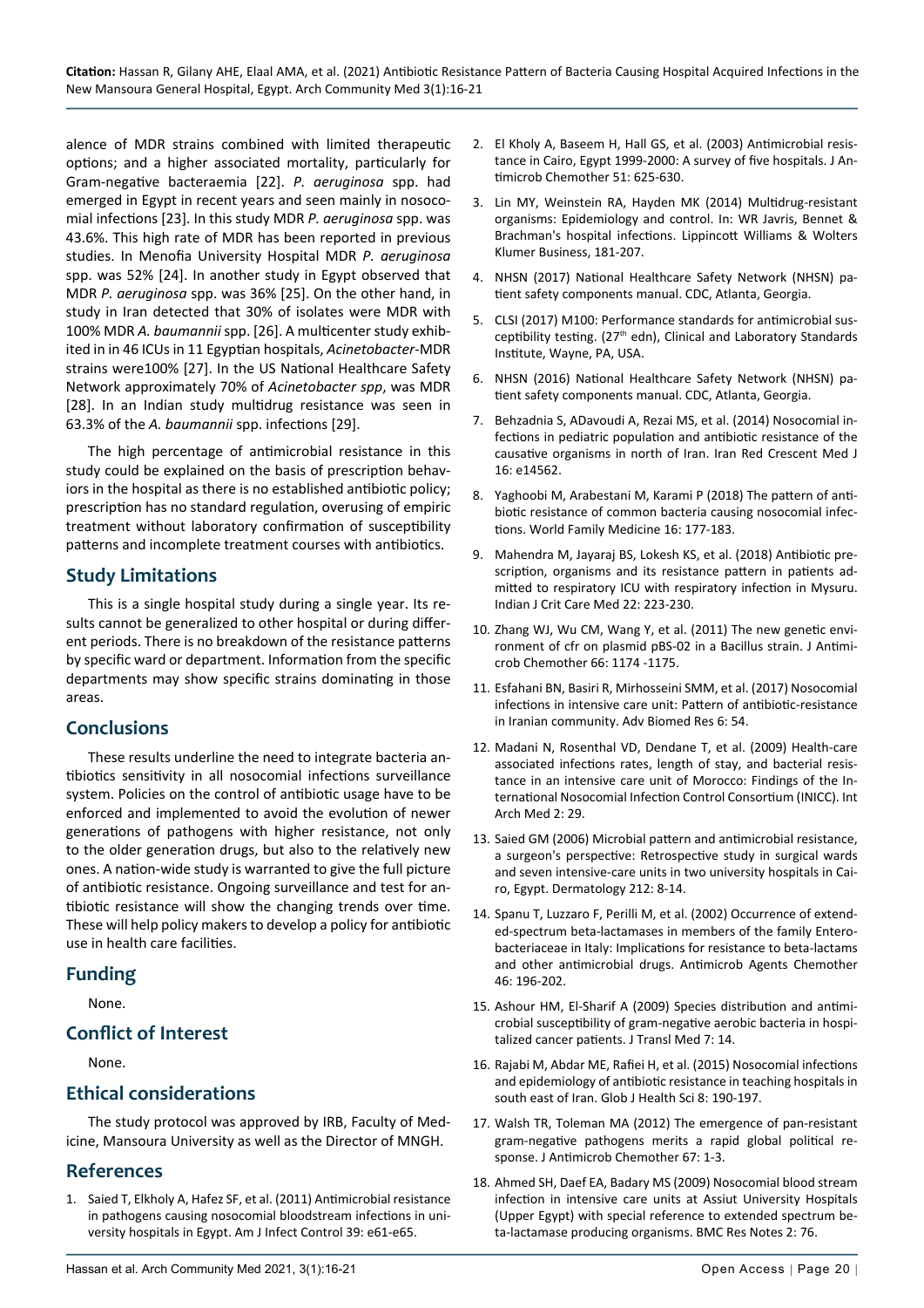alence of MDR strains combined with limited therapeutic options; and a higher associated mortality, particularly for Gram-negative bacteraemia [22]. *P. aeruginosa* spp. had emerged in Egypt in recent years and seen mainly in nosocomial infections [23]. In this study MDR *P. aeruginosa* spp. was 43.6%. This high rate of MDR has been reported in previous studies. In Menofia University Hospital MDR *P. aeruginosa* spp. was 52% [24]. In another study in Egypt observed that MDR *P. aeruginosa* spp. was 36% [25]. On the other hand, in study in Iran detected that 30% of isolates were MDR with 100% MDR *A. baumannii* spp. [26]. A multicenter study exhibited in in 46 ICUs in 11 Egyptian hospitals, *Acinetobacter*-MDR strains were100% [27]. In the US National Healthcare Safety Network approximately 70% of *Acinetobacter spp*, was MDR [28]. In an Indian study multidrug resistance was seen in 63.3% of the *A. baumannii* spp. infections [29].

The high percentage of antimicrobial resistance in this study could be explained on the basis of prescription behaviors in the hospital as there is no established antibiotic policy; prescription has no standard regulation, overusing of empiric treatment without laboratory confirmation of susceptibility patterns and incomplete treatment courses with antibiotics.

## Study Limitations

This is a single hospital study during a single year. Its results cannot be generalized to other hospital or during different periods. There is no breakdown of the resistance patterns by specific ward or department. Information from the specific departments may show specific strains dominating in those areas.

## Conclusions

These results underline the need to integrate bacteria antibiotics sensitivity in all nosocomial infections surveillance system. Policies on the control of antibiotic usage have to be enforced and implemented to avoid the evolution of newer generations of pathogens with higher resistance, not only to the older generation drugs, but also to the relatively new ones. A nation-wide study is warranted to give the full picture of antibiotic resistance. Ongoing surveillance and test for antibiotic resistance will show the changing trends over time. These will help policy makers to develop a policy for antibiotic use in health care facilities.

## Funding

None.

## Conflict of Interest

None.

## Ethical considerations

The study protocol was approved by IRB, Faculty of Medicine, Mansoura University as well as the Director of MNGH.

## References

1. Saied T, Elkholy A, Hafez SF, et al. (2011) Antimicrobial resistance in pathogens causing nosocomial bloodstream infections in university hospitals in Egypt. Am J Infect Control 39: e61-e65.
2. El Kholy A, Baseem H, Hall GS, et al. (2003) Antimicrobial resistance in Cairo, Egypt 1999-2000: A survey of five hospitals. J Antimicrob Chemother 51: 625-630.
3. Lin MY, Weinstein RA, Hayden MK (2014) Multidrug-resistant organisms: Epidemiology and control. In: WR Javris, Bennet & Brachman's hospital infections. Lippincott Williams & Wolters Klumer Business, 181-207.
4. NHSN (2017) National Healthcare Safety Network (NHSN) patient safety components manual. CDC, Atlanta, Georgia.
5. CLSI (2017) M100: Performance standards for antimicrobial susceptibility testing. (27th edn), Clinical and Laboratory Standards Institute, Wayne, PA, USA.
6. NHSN (2016) National Healthcare Safety Network (NHSN) patient safety components manual. CDC, Atlanta, Georgia.
7. Behzadnia S, ADavoudi A, Rezai MS, et al. (2014) Nosocomial infections in pediatric population and antibiotic resistance of the causative organisms in north of Iran. Iran Red Crescent Med J 16: e14562.
8. Yaghoobi M, Arabestani M, Karami P (2018) The pattern of antibiotic resistance of common bacteria causing nosocomial infections. World Family Medicine 16: 177-183.
9. Mahendra M, Jayaraj BS, Lokesh KS, et al. (2018) Antibiotic prescription, organisms and its resistance pattern in patients admitted to respiratory ICU with respiratory infection in Mysuru. Indian J Crit Care Med 22: 223-230.
10. Zhang WJ, Wu CM, Wang Y, et al. (2011) The new genetic environment of cfr on plasmid pBS-02 in a Bacillus strain. J Antimicrob Chemother 66: 1174 -1175.
11. Esfahani BN, Basiri R, Mirhosseini SMM, et al. (2017) Nosocomial infections in intensive care unit: Pattern of antibiotic-resistance in Iranian community. Adv Biomed Res 6: 54.
12. Madani N, Rosenthal VD, Dendane T, et al. (2009) Health-care associated infections rates, length of stay, and bacterial resistance in an intensive care unit of Morocco: Findings of the International Nosocomial Infection Control Consortium (INICC). Int Arch Med 2: 29.
13. Saied GM (2006) Microbial pattern and antimicrobial resistance, a surgeon's perspective: Retrospective study in surgical wards and seven intensive-care units in two university hospitals in Cairo, Egypt. Dermatology 212: 8-14.
14. Spanu T, Luzzaro F, Perilli M, et al. (2002) Occurrence of extended-spectrum beta-lactamases in members of the family Enterobacteriaceae in Italy: Implications for resistance to beta-lactams and other antimicrobial drugs. Antimicrob Agents Chemother 46: 196-202.
15. Ashour HM, El-Sharif A (2009) Species distribution and antimicrobial susceptibility of gram-negative aerobic bacteria in hospitalized cancer patients. J Transl Med 7: 14.
16. Rajabi M, Abdar ME, Rafiei H, et al. (2015) Nosocomial infections and epidemiology of antibiotic resistance in teaching hospitals in south east of Iran. Glob J Health Sci 8: 190-197.
17. Walsh TR, Toleman MA (2012) The emergence of pan-resistant gram-negative pathogens merits a rapid global political response. J Antimicrob Chemother 67: 1-3.
18. Ahmed SH, Daef EA, Badary MS (2009) Nosocomial blood stream infection in intensive care units at Assiut University Hospitals (Upper Egypt) with special reference to extended spectrum beta-lactamase producing organisms. BMC Res Notes 2: 76.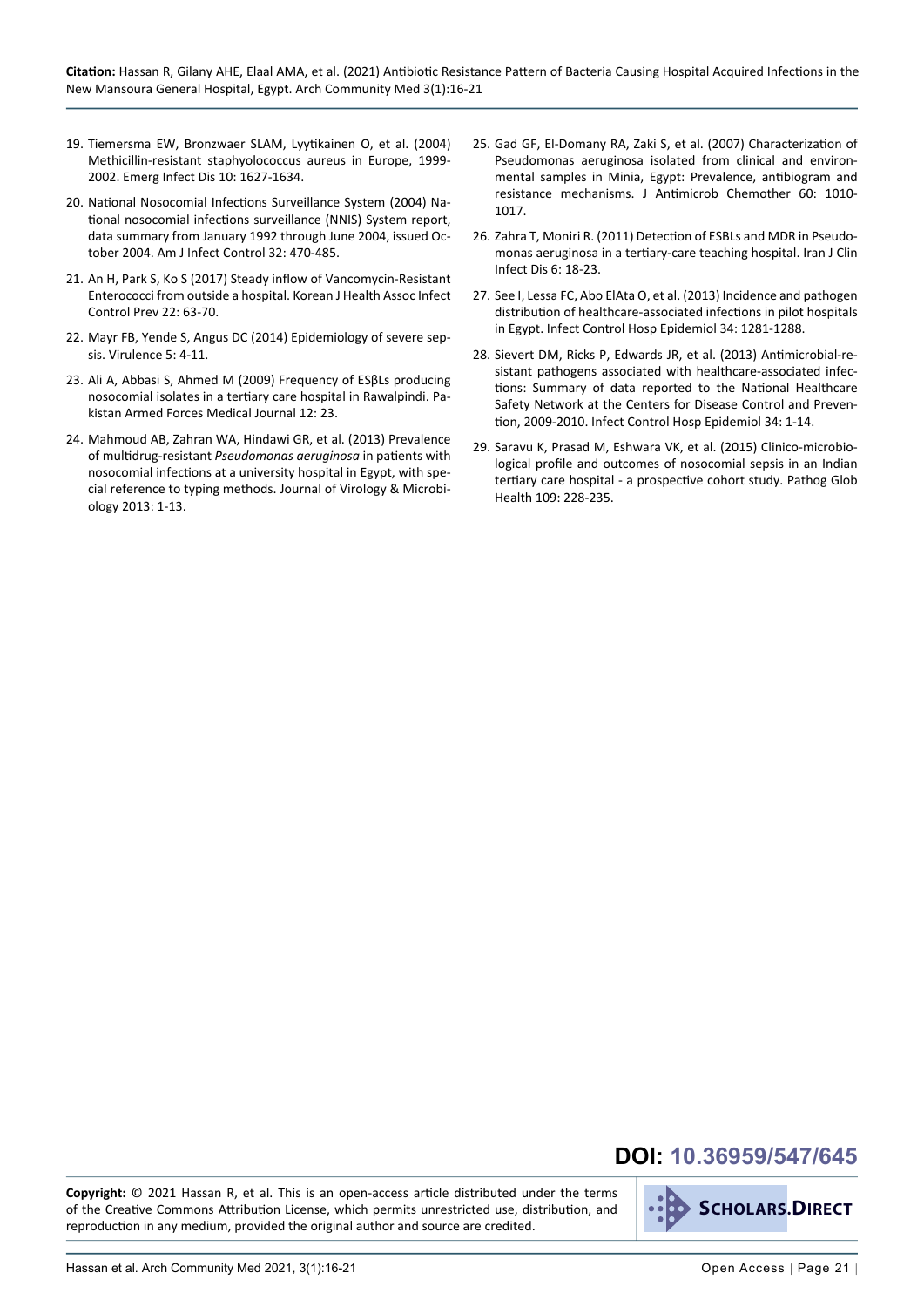19. Tiemersma EW, Bronzwaer SLAM, Lyytikainen O, et al. (2004) Methicillin-resistant staphyolococcus aureus in Europe, 1999-2002. Emerg Infect Dis 10: 1627-1634.
20. National Nosocomial Infections Surveillance System (2004) National nosocomial infections surveillance (NNIS) System report, data summary from January 1992 through June 2004, issued October 2004. Am J Infect Control 32: 470-485.
21. An H, Park S, Ko S (2017) Steady inflow of Vancomycin-Resistant Enterococci from outside a hospital. Korean J Health Assoc Infect Control Prev 22: 63-70.
22. Mayr FB, Yende S, Angus DC (2014) Epidemiology of severe sepsis. Virulence 5: 4-11.
23. Ali A, Abbasi S, Ahmed M (2009) Frequency of ESβLs producing nosocomial isolates in a tertiary care hospital in Rawalpindi. Pakistan Armed Forces Medical Journal 12: 23.
24. Mahmoud AB, Zahran WA, Hindawi GR, et al. (2013) Prevalence of multidrug-resistant *Pseudomonas aeruginosa* in patients with nosocomial infections at a university hospital in Egypt, with special reference to typing methods. Journal of Virology & Microbiology 2013: 1-13.
25. Gad GF, El-Domany RA, Zaki S, et al. (2007) Characterization of Pseudomonas aeruginosa isolated from clinical and environmental samples in Minia, Egypt: Prevalence, antibiogram and resistance mechanisms. J Antimicrob Chemother 60: 1010-1017.
26. Zahra T, Moniri R. (2011) Detection of ESBLs and MDR in Pseudomonas aeruginosa in a tertiary-care teaching hospital. Iran J Clin Infect Dis 6: 18-23.
27. See I, Lessa FC, Abo ElAta O, et al. (2013) Incidence and pathogen distribution of healthcare-associated infections in pilot hospitals in Egypt. Infect Control Hosp Epidemiol 34: 1281-1288.
28. Sievert DM, Ricks P, Edwards JR, et al. (2013) Antimicrobial-resistant pathogens associated with healthcare-associated infections: Summary of data reported to the National Healthcare Safety Network at the Centers for Disease Control and Prevention, 2009-2010. Infect Control Hosp Epidemiol 34: 1-14.
29. Saravu K, Prasad M, Eshwara VK, et al. (2015) Clinico-microbiological profile and outcomes of nosocomial sepsis in an Indian tertiary care hospital - a prospective cohort study. Pathog Glob Health 109: 228-235.

**DOI: 10.36959/547/645**

**Copyright:** © 2021 Hassan R, et al. This is an open-access article distributed under the terms of the Creative Commons Attribution License, which permits unrestricted use, distribution, and reproduction in any medium, provided the original author and source are credited.